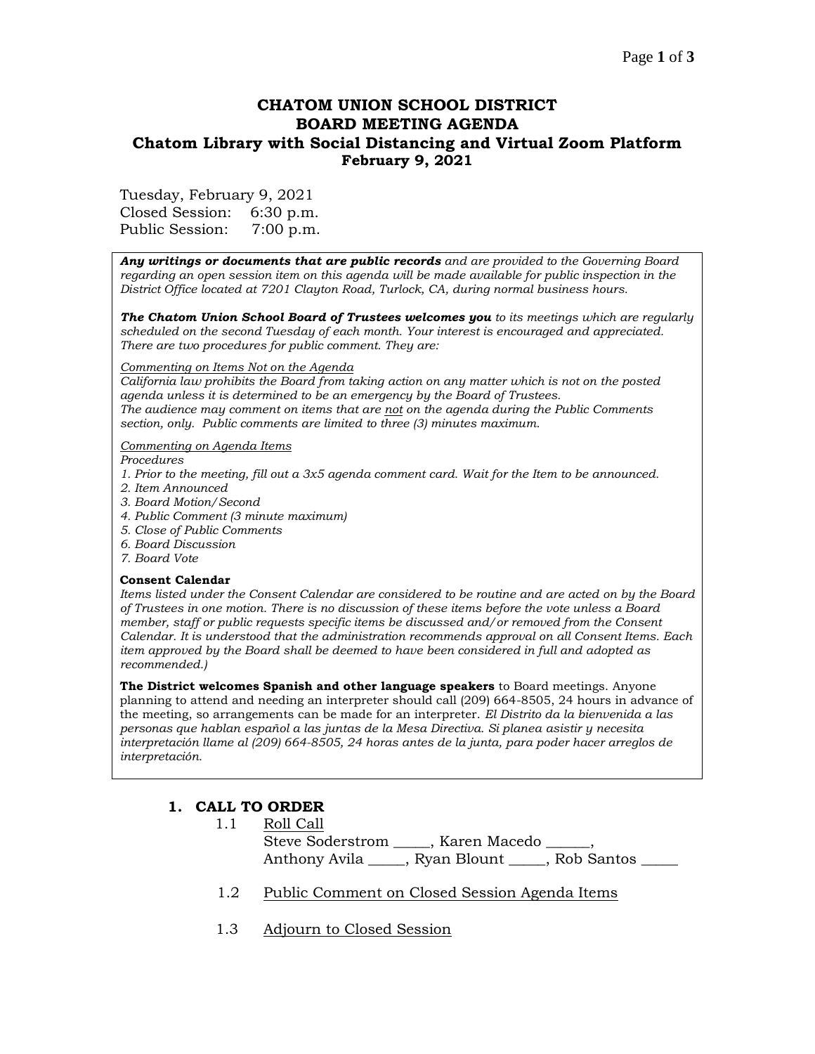# CHATOM UNION SCHOOL DISTRICT
# BOARD MEETING AGENDA
## Chatom Library with Social Distancing and Virtual Zoom Platform
## February 9, 2021

Tuesday, February 9, 2021
Closed Session: 6:30 p.m.
Public Session: 7:00 p.m.

***Any writings or documents that are public records*** *and are provided to the Governing Board regarding an open session item on this agenda will be made available for public inspection in the District Office located at 7201 Clayton Road, Turlock, CA, during normal business hours.*

***The Chatom Union School Board of Trustees welcomes you*** *to its meetings which are regularly scheduled on the second Tuesday of each month. Your interest is encouraged and appreciated. There are two procedures for public comment. They are:*

*Commenting on Items Not on the Agenda*
*California law prohibits the Board from taking action on any matter which is not on the posted agenda unless it is determined to be an emergency by the Board of Trustees.*
*The audience may comment on items that are not on the agenda during the Public Comments section, only. Public comments are limited to three (3) minutes maximum.*

*Commenting on Agenda Items*
*Procedures*
*1. Prior to the meeting, fill out a 3x5 agenda comment card. Wait for the Item to be announced.*
*2. Item Announced*
*3. Board Motion/Second*
*4. Public Comment (3 minute maximum)*
*5. Close of Public Comments*
*6. Board Discussion*
*7. Board Vote*

**Consent Calendar**
*Items listed under the Consent Calendar are considered to be routine and are acted on by the Board of Trustees in one motion. There is no discussion of these items before the vote unless a Board member, staff or public requests specific items be discussed and/or removed from the Consent Calendar. It is understood that the administration recommends approval on all Consent Items. Each item approved by the Board shall be deemed to have been considered in full and adopted as recommended.)*

**The District welcomes Spanish and other language speakers** to Board meetings. Anyone planning to attend and needing an interpreter should call (209) 664-8505, 24 hours in advance of the meeting, so arrangements can be made for an interpreter. *El Distrito da la bienvenida a las personas que hablan español a las juntas de la Mesa Directiva. Si planea asistir y necesita interpretación llame al (209) 664-8505, 24 horas antes de la junta, para poder hacer arreglos de interpretación.*

## 1. CALL TO ORDER

1.1 Roll Call
Steve Soderstrom _____, Karen Macedo ______,
Anthony Avila _____, Ryan Blount _____, Rob Santos _____

1.2 Public Comment on Closed Session Agenda Items

1.3 Adjourn to Closed Session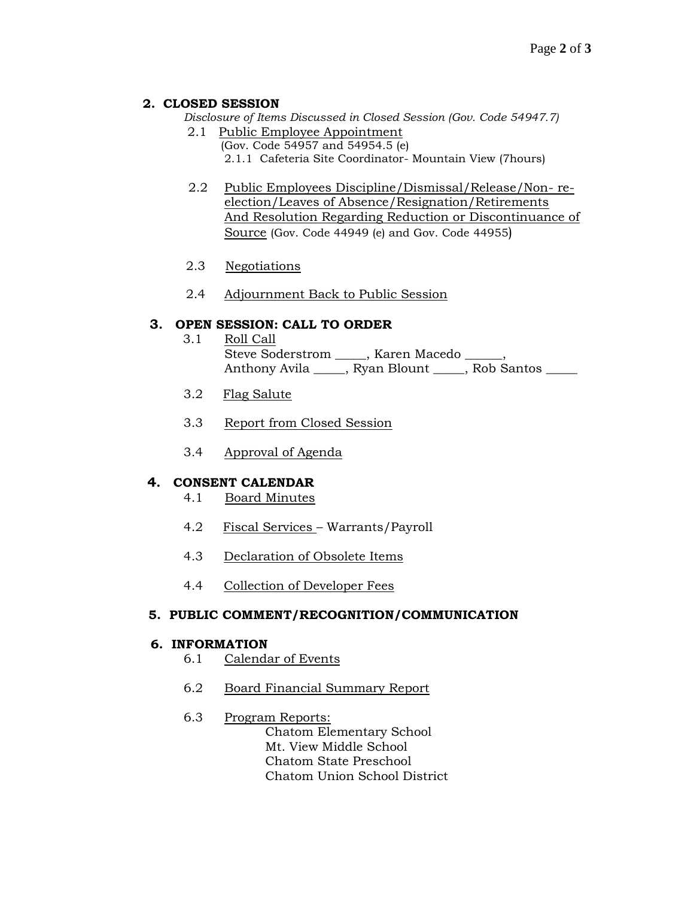## 2. CLOSED SESSION

*Disclosure of Items Discussed in Closed Session (Gov. Code 54947.7)*

2.1 Public Employee Appointment
(Gov. Code 54957 and 54954.5 (e)
2.1.1 Cafeteria Site Coordinator- Mountain View (7hours)

2.2 Public Employees Discipline/Dismissal/Release/Non- re-election/Leaves of Absence/Resignation/Retirements And Resolution Regarding Reduction or Discontinuance of Source (Gov. Code 44949 (e) and Gov. Code 44955)

2.3 Negotiations

2.4 Adjournment Back to Public Session

## 3. OPEN SESSION: CALL TO ORDER

3.1 Roll Call
Steve Soderstrom _____, Karen Macedo ______,
Anthony Avila _____, Ryan Blount _____, Rob Santos _____

3.2 Flag Salute

3.3 Report from Closed Session

3.4 Approval of Agenda

## 4. CONSENT CALENDAR

4.1 Board Minutes

4.2 Fiscal Services – Warrants/Payroll

4.3 Declaration of Obsolete Items

4.4 Collection of Developer Fees

## 5. PUBLIC COMMENT/RECOGNITION/COMMUNICATION

## 6. INFORMATION

6.1 Calendar of Events

6.2 Board Financial Summary Report

6.3 Program Reports:
Chatom Elementary School
Mt. View Middle School
Chatom State Preschool
Chatom Union School District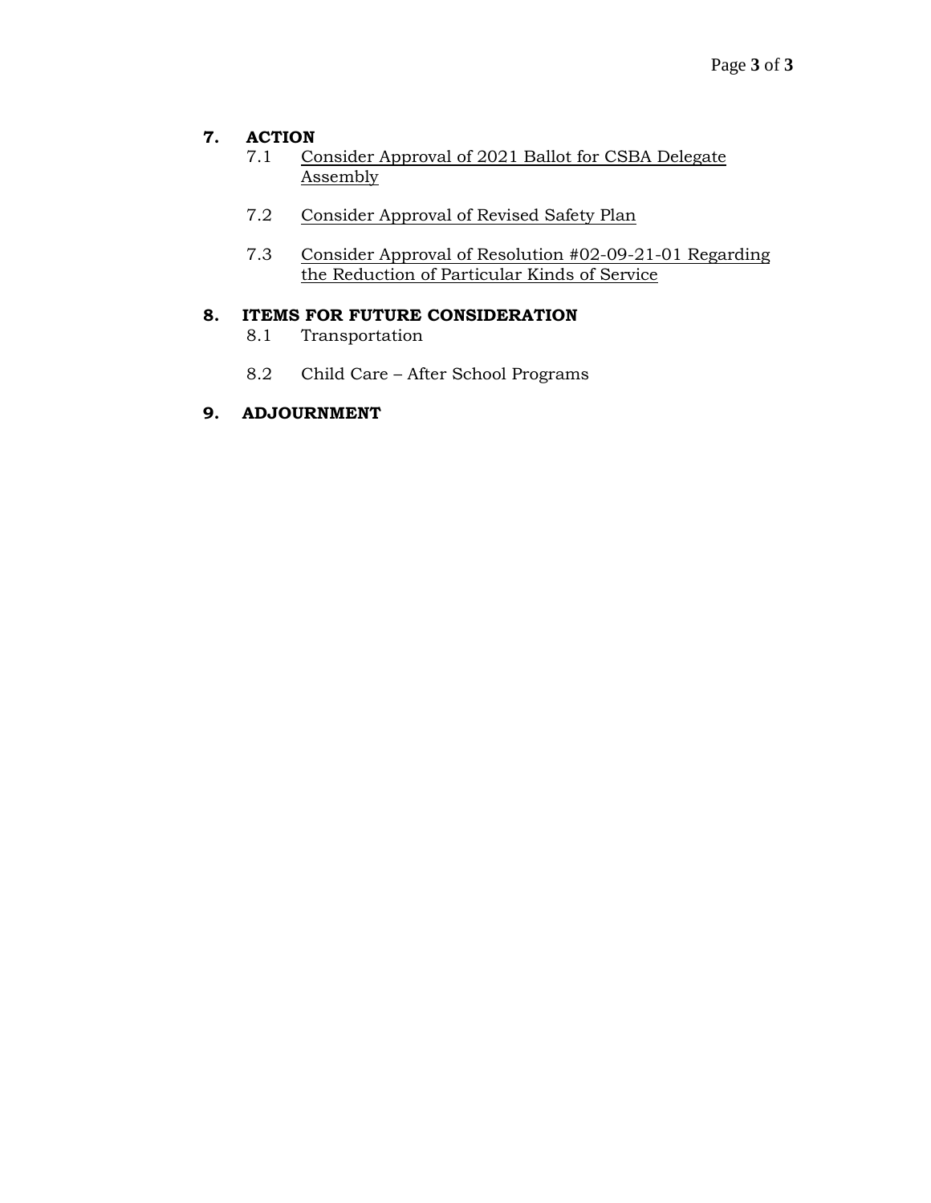**7. ACTION**

7.1 Consider Approval of 2021 Ballot for CSBA Delegate Assembly

7.2 Consider Approval of Revised Safety Plan

7.3 Consider Approval of Resolution #02-09-21-01 Regarding the Reduction of Particular Kinds of Service

**8. ITEMS FOR FUTURE CONSIDERATION**

8.1 Transportation

8.2 Child Care – After School Programs

**9. ADJOURNMENT**